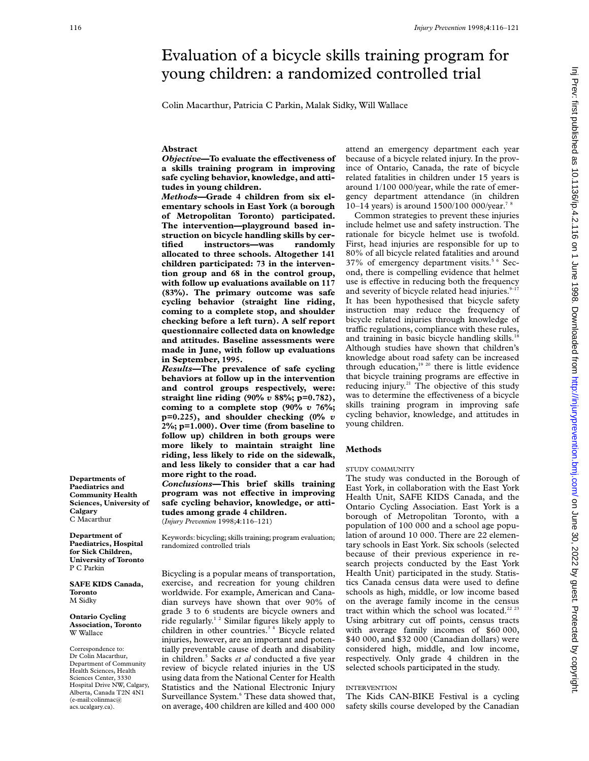# Evaluation of a bicycle skills training program for young children: a randomized controlled trial

Colin Macarthur, Patricia C Parkin, Malak Sidky, Will Wallace

## Abstract

***Objective*—To evaluate the effectiveness of a skills training program in improving safe cycling behavior, knowledge, and attitudes in young children.**

***Methods*—Grade 4 children from six elementary schools in East York (a borough of Metropolitan Toronto) participated. The intervention—playground based instruction on bicycle handling skills by certified instructors—was randomly allocated to three schools. Altogether 141 children participated: 73 in the intervention group and 68 in the control group, with follow up evaluations available on 117 (83%). The primary outcome was safe cycling behavior (straight line riding, coming to a complete stop, and shoulder checking before a left turn). A self report questionnaire collected data on knowledge and attitudes. Baseline assessments were made in June, with follow up evaluations in September, 1995.**

***Results*—The prevalence of safe cycling behaviors at follow up in the intervention and control groups respectively, were: straight line riding (90% *v* 88%; p=0.782), coming to a complete stop (90% *v* 76%; p=0.225), and shoulder checking (0% *v* 2%; p=1.000). Over time (from baseline to follow up) children in both groups were more likely to maintain straight line riding, less likely to ride on the sidewalk, and less likely to consider that a car had more right to the road.**

***Conclusions*—This brief skills training program was not effective in improving safe cycling behavior, knowledge, or attitudes among grade 4 children.**

(*Injury Prevention* 1998;**4**:116–121)

Keywords: bicycling; skills training; program evaluation; randomized controlled trials

**Departments of Paediatrics and Community Health Sciences, University of Calgary**
C Macarthur

**Department of Paediatrics, Hospital for Sick Children, University of Toronto**
P C Parkin

**SAFE KIDS Canada, Toronto**
M Sidky

**Ontario Cycling Association, Toronto**
W Wallace

Correspondence to: Dr Colin Macarthur, Department of Community Health Sciences, Health Sciences Center, 3330 Hospital Drive NW, Calgary, Alberta, Canada T2N 4N1 (e-mail:colinmac@acs.ucalgary.ca).

Bicycling is a popular means of transportation, exercise, and recreation for young children worldwide. For example, American and Canadian surveys have shown that over 90% of grade 3 to 6 students are bicycle owners and ride regularly.[1,2] Similar figures likely apply to children in other countries.[3,4] Bicycle related injuries, however, are an important and potentially preventable cause of death and disability in children.[5] Sacks *et al* conducted a five year review of bicycle related injuries in the US using data from the National Center for Health Statistics and the National Electronic Injury Surveillance System.[6] These data showed that, on average, 400 children are killed and 400 000 attend an emergency department each year because of a bicycle related injury. In the province of Ontario, Canada, the rate of bicycle related fatalities in children under 15 years is around 1/100 000/year, while the rate of emergency department attendance (in children 10–14 years) is around 1500/100 000/year.[7,8]

Common strategies to prevent these injuries include helmet use and safety instruction. The rationale for bicycle helmet use is twofold. First, head injuries are responsible for up to 80% of all bicycle related fatalities and around 37% of emergency department visits.[5,6] Second, there is compelling evidence that helmet use is effective in reducing both the frequency and severity of bicycle related head injuries.[9–17] It has been hypothesised that bicycle safety instruction may reduce the frequency of bicycle related injuries through knowledge of traffic regulations, compliance with these rules, and training in basic bicycle handling skills.[18] Although studies have shown that children's knowledge about road safety can be increased through education,[19,20] there is little evidence that bicycle training programs are effective in reducing injury.[21] The objective of this study was to determine the effectiveness of a bicycle skills training program in improving safe cycling behavior, knowledge, and attitudes in young children.

## Methods

### STUDY COMMUNITY

The study was conducted in the Borough of East York, in collaboration with the East York Health Unit, SAFE KIDS Canada, and the Ontario Cycling Association. East York is a borough of Metropolitan Toronto, with a population of 100 000 and a school age population of around 10 000. There are 22 elementary schools in East York. Six schools (selected because of their previous experience in research projects conducted by the East York Health Unit) participated in the study. Statistics Canada census data were used to define schools as high, middle, or low income based on the average family income in the census tract within which the school was located.[22,23] Using arbitrary cut off points, census tracts with average family incomes of \$60 000, \$40 000, and \$32 000 (Canadian dollars) were considered high, middle, and low income, respectively. Only grade 4 children in the selected schools participated in the study.

### INTERVENTION

The Kids CAN-BIKE Festival is a cycling safety skills course developed by the Canadian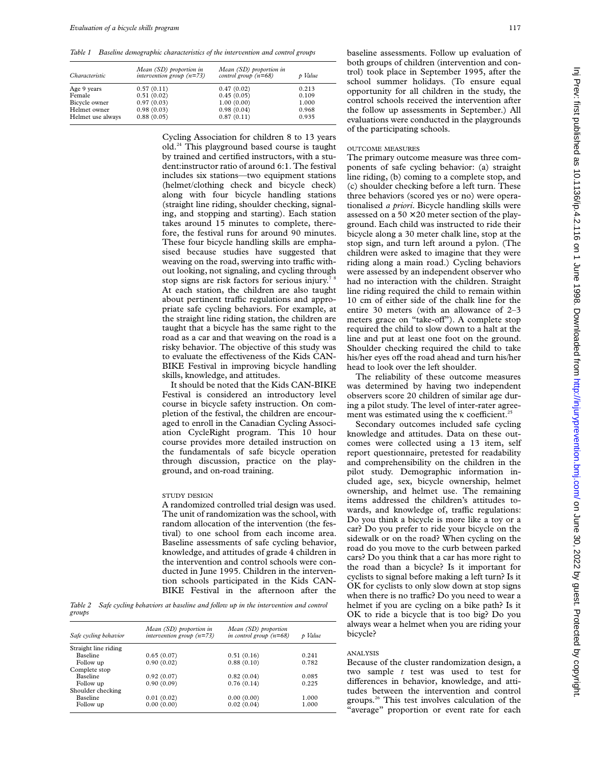*Table 1 Baseline demographic characteristics of the intervention and control groups*

| Characteristic | Mean (SD) proportion in intervention group (n=73) | Mean (SD) proportion in control group (n=68) | p Value |
|---|---|---|---|
| Age 9 years | 0.57 (0.11) | 0.47 (0.02) | 0.213 |
| Female | 0.51 (0.02) | 0.45 (0.05) | 0.109 |
| Bicycle owner | 0.97 (0.03) | 1.00 (0.00) | 1.000 |
| Helmet owner | 0.98 (0.03) | 0.98 (0.04) | 0.968 |
| Helmet use always | 0.88 (0.05) | 0.87 (0.11) | 0.935 |

Cycling Association for children 8 to 13 years old.[24] This playground based course is taught by trained and certified instructors, with a student:instructor ratio of around 6:1. The festival includes six stations—two equipment stations (helmet/clothing check and bicycle check) along with four bicycle handling stations (straight line riding, shoulder checking, signaling, and stopping and starting). Each station takes around 15 minutes to complete, therefore, the festival runs for around 90 minutes. These four bicycle handling skills are emphasised because studies have suggested that weaving on the road, swerving into traffic without looking, not signaling, and cycling through stop signs are risk factors for serious injury.[7 8] At each station, the children are also taught about pertinent traffic regulations and appropriate safe cycling behaviors. For example, at the straight line riding station, the children are taught that a bicycle has the same right to the road as a car and that weaving on the road is a risky behavior. The objective of this study was to evaluate the effectiveness of the Kids CAN-BIKE Festival in improving bicycle handling skills, knowledge, and attitudes.

It should be noted that the Kids CAN-BIKE Festival is considered an introductory level course in bicycle safety instruction. On completion of the festival, the children are encouraged to enroll in the Canadian Cycling Association CycleRight program. This 10 hour course provides more detailed instruction on the fundamentals of safe bicycle operation through discussion, practice on the playground, and on-road training.

### STUDY DESIGN

A randomized controlled trial design was used. The unit of randomization was the school, with random allocation of the intervention (the festival) to one school from each income area. Baseline assessments of safe cycling behavior, knowledge, and attitudes of grade 4 children in the intervention and control schools were conducted in June 1995. Children in the intervention schools participated in the Kids CAN-BIKE Festival in the afternoon after the baseline assessments. Follow up evaluation of both groups of children (intervention and control) took place in September 1995, after the school summer holidays. (To ensure equal opportunity for all children in the study, the control schools received the intervention after the follow up assessments in September.) All evaluations were conducted in the playgrounds of the participating schools.

*Table 2 Safe cycling behaviors at baseline and follow up in the intervention and control groups*

| Safe cycling behavior | Mean (SD) proportion in intervention group (n=73) | Mean (SD) proportion in control group (n=68) | p Value |
|---|---|---|---|
| Straight line riding | | | |
| Baseline | 0.65 (0.07) | 0.51 (0.16) | 0.241 |
| Follow up | 0.90 (0.02) | 0.88 (0.10) | 0.782 |
| Complete stop | | | |
| Baseline | 0.92 (0.07) | 0.82 (0.04) | 0.085 |
| Follow up | 0.90 (0.09) | 0.76 (0.14) | 0.225 |
| Shoulder checking | | | |
| Baseline | 0.01 (0.02) | 0.00 (0.00) | 1.000 |
| Follow up | 0.00 (0.00) | 0.02 (0.04) | 1.000 |

### OUTCOME MEASURES

The primary outcome measure was three components of safe cycling behavior: (a) straight line riding, (b) coming to a complete stop, and (c) shoulder checking before a left turn. These three behaviors (scored yes or no) were operationalised *a priori*. Bicycle handling skills were assessed on a 50 × 20 meter section of the playground. Each child was instructed to ride their bicycle along a 30 meter chalk line, stop at the stop sign, and turn left around a pylon. (The children were asked to imagine that they were riding along a main road.) Cycling behaviors were assessed by an independent observer who had no interaction with the children. Straight line riding required the child to remain within 10 cm of either side of the chalk line for the entire 30 meters (with an allowance of 2–3 meters grace on "take-off"). A complete stop required the child to slow down to a halt at the line and put at least one foot on the ground. Shoulder checking required the child to take his/her eyes off the road ahead and turn his/her head to look over the left shoulder.

The reliability of these outcome measures was determined by having two independent observers score 20 children of similar age during a pilot study. The level of inter-rater agreement was estimated using the κ coefficient.[25]

Secondary outcomes included safe cycling knowledge and attitudes. Data on these outcomes were collected using a 13 item, self report questionnaire, pretested for readability and comprehensibility on the children in the pilot study. Demographic information included age, sex, bicycle ownership, helmet ownership, and helmet use. The remaining items addressed the children's attitudes towards, and knowledge of, traffic regulations: Do you think a bicycle is more like a toy or a car? Do you prefer to ride your bicycle on the sidewalk or on the road? When cycling on the road do you move to the curb between parked cars? Do you think that a car has more right to the road than a bicycle? Is it important for cyclists to signal before making a left turn? Is it OK for cyclists to only slow down at stop signs when there is no traffic? Do you need to wear a helmet if you are cycling on a bike path? Is it OK to ride a bicycle that is too big? Do you always wear a helmet when you are riding your bicycle?

### ANALYSIS

Because of the cluster randomization design, a two sample *t* test was used to test for differences in behavior, knowledge, and attitudes between the intervention and control groups.[26] This test involves calculation of the "average" proportion or event rate for each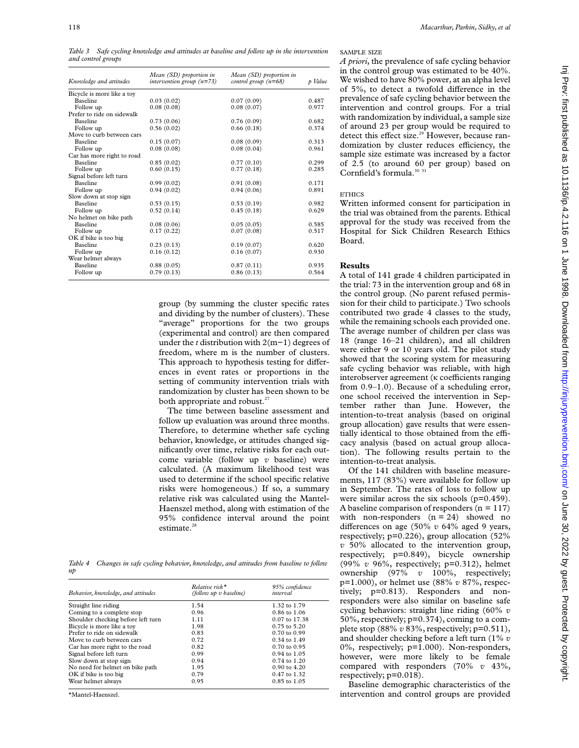*Table 3 Safe cycling knowledge and attitudes at baseline and follow up in the intervention and control groups*

| Knowledge and attitudes | Mean (SD) proportion in intervention group (n=73) | Mean (SD) proportion in control group (n=68) | p Value |
|---|---|---|---|
| Bicycle is more like a toy | | | |
| Baseline | 0.03 (0.02) | 0.07 (0.09) | 0.487 |
| Follow up | 0.08 (0.08) | 0.08 (0.07) | 0.977 |
| Prefer to ride on sidewalk | | | |
| Baseline | 0.73 (0.06) | 0.76 (0.09) | 0.682 |
| Follow up | 0.56 (0.02) | 0.66 (0.18) | 0.374 |
| Move to curb between cars | | | |
| Baseline | 0.15 (0.07) | 0.08 (0.09) | 0.313 |
| Follow up | 0.08 (0.08) | 0.08 (0.04) | 0.961 |
| Car has more right to road | | | |
| Baseline | 0.85 (0.02) | 0.77 (0.10) | 0.299 |
| Follow up | 0.60 (0.15) | 0.77 (0.18) | 0.285 |
| Signal before left turn | | | |
| Baseline | 0.99 (0.02) | 0.91 (0.08) | 0.171 |
| Follow up | 0.94 (0.02) | 0.94 (0.06) | 0.891 |
| Slow down at stop sign | | | |
| Baseline | 0.53 (0.15) | 0.53 (0.19) | 0.982 |
| Follow up | 0.52 (0.14) | 0.45 (0.18) | 0.629 |
| No helmet on bike path | | | |
| Baseline | 0.08 (0.06) | 0.05 (0.05) | 0.585 |
| Follow up | 0.17 (0.22) | 0.07 (0.08) | 0.517 |
| OK if bike is too big | | | |
| Baseline | 0.23 (0.13) | 0.19 (0.07) | 0.620 |
| Follow up | 0.16 (0.12) | 0.16 (0.07) | 0.930 |
| Wear helmet always | | | |
| Baseline | 0.88 (0.05) | 0.87 (0.11) | 0.935 |
| Follow up | 0.79 (0.13) | 0.86 (0.13) | 0.564 |

group (by summing the cluster specific rates and dividing by the number of clusters). These "average" proportions for the two groups (experimental and control) are then compared under the *t* distribution with $2(m-1)$ degrees of freedom, where m is the number of clusters. This approach to hypothesis testing for differences in event rates or proportions in the setting of community intervention trials with randomization by cluster has been shown to be both appropriate and robust.[27]

The time between baseline assessment and follow up evaluation was around three months. Therefore, to determine whether safe cycling behavior, knowledge, or attitudes changed significantly over time, relative risks for each outcome variable (follow up *v* baseline) were calculated. (A maximum likelihood test was used to determine if the school specific relative risks were homogeneous.) If so, a summary relative risk was calculated using the Mantel-Haenszel method, along with estimation of the 95% confidence interval around the point estimate.[28]

*Table 4 Changes in safe cycling behavior, knowledge, and attitudes from baseline to follow up*

| Behavior, knowledge, and attitudes | Relative risk* (follow up v baseline) | 95% confidence interval |
|---|---|---|
| Straight line riding | 1.54 | 1.32 to 1.79 |
| Coming to a complete stop | 0.96 | 0.86 to 1.06 |
| Shoulder checking before left turn | 1.11 | 0.07 to 17.38 |
| Bicycle is more like a toy | 1.98 | 0.75 to 5.20 |
| Prefer to ride on sidewalk | 0.83 | 0.70 to 0.99 |
| Move to curb between cars | 0.72 | 0.34 to 1.49 |
| Car has more right to the road | 0.82 | 0.70 to 0.95 |
| Signal before left turn | 0.99 | 0.94 to 1.05 |
| Slow down at stop sign | 0.94 | 0.74 to 1.20 |
| No need for helmet on bike path | 1.95 | 0.90 to 4.20 |
| OK if bike is too big | 0.79 | 0.47 to 1.32 |
| Wear helmet always | 0.95 | 0.85 to 1.05 |

*Mantel-Haenszel.

### SAMPLE SIZE

*A priori*, the prevalence of safe cycling behavior in the control group was estimated to be 40%. We wished to have 80% power, at an alpha level of 5%, to detect a twofold difference in the prevalence of safe cycling behavior between the intervention and control groups. For a trial with randomization by individual, a sample size of around 23 per group would be required to detect this effect size.[29] However, because randomization by cluster reduces efficiency, the sample size estimate was increased by a factor of 2.5 (to around 60 per group) based on Cornfield's formula.[30 31]

### ETHICS

Written informed consent for participation in the trial was obtained from the parents. Ethical approval for the study was received from the Hospital for Sick Children Research Ethics Board.

## Results

A total of 141 grade 4 children participated in the trial: 73 in the intervention group and 68 in the control group. (No parent refused permission for their child to participate.) Two schools contributed two grade 4 classes to the study, while the remaining schools each provided one. The average number of children per class was 18 (range 16–21 children), and all children were either 9 or 10 years old. The pilot study showed that the scoring system for measuring safe cycling behavior was reliable, with high interobserver agreement (κ coefficients ranging from 0.9–1.0). Because of a scheduling error, one school received the intervention in September rather than June. However, the intention-to-treat analysis (based on original group allocation) gave results that were essentially identical to those obtained from the efficacy analysis (based on actual group allocation). The following results pertain to the intention-to-treat analysis.

Of the 141 children with baseline measurements, 117 (83%) were available for follow up in September. The rates of loss to follow up were similar across the six schools (p=0.459). A baseline comparison of responders (n = 117) with non-responders (n = 24) showed no differences on age (50% *v* 64% aged 9 years, respectively; p=0.226), group allocation (52% *v* 50% allocated to the intervention group, respectively; p=0.849), bicycle ownership (99% *v* 96%, respectively; p=0.312), helmet ownership (97% *v* 100%, respectively; p=1.000), or helmet use (88% *v* 87%, respectively; p=0.813). Responders and non-responders were also similar on baseline safe cycling behaviors: straight line riding (60% *v* 50%, respectively; p=0.374), coming to a complete stop (88% *v* 83%, respectively; p=0.511), and shoulder checking before a left turn (1% *v* 0%, respectively; p=1.000). Non-responders, however, were more likely to be female compared with responders (70% *v* 43%, respectively; p=0.018).

Baseline demographic characteristics of the intervention and control groups are provided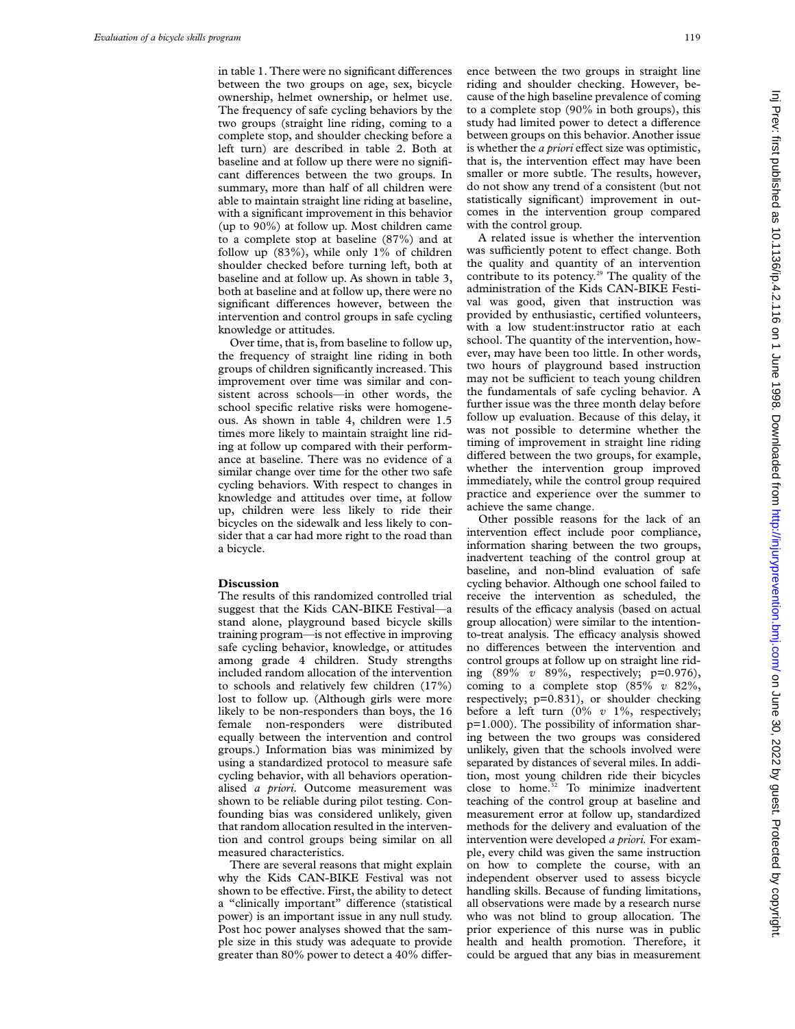in table 1. There were no significant differences between the two groups on age, sex, bicycle ownership, helmet ownership, or helmet use. The frequency of safe cycling behaviors by the two groups (straight line riding, coming to a complete stop, and shoulder checking before a left turn) are described in table 2. Both at baseline and at follow up there were no significant differences between the two groups. In summary, more than half of all children were able to maintain straight line riding at baseline, with a significant improvement in this behavior (up to 90%) at follow up. Most children came to a complete stop at baseline (87%) and at follow up (83%), while only 1% of children shoulder checked before turning left, both at baseline and at follow up. As shown in table 3, both at baseline and at follow up, there were no significant differences however, between the intervention and control groups in safe cycling knowledge or attitudes.

Over time, that is, from baseline to follow up, the frequency of straight line riding in both groups of children significantly increased. This improvement over time was similar and consistent across schools—in other words, the school specific relative risks were homogeneous. As shown in table 4, children were 1.5 times more likely to maintain straight line riding at follow up compared with their performance at baseline. There was no evidence of a similar change over time for the other two safe cycling behaviors. With respect to changes in knowledge and attitudes over time, at follow up, children were less likely to ride their bicycles on the sidewalk and less likely to consider that a car had more right to the road than a bicycle.

## Discussion

The results of this randomized controlled trial suggest that the Kids CAN-BIKE Festival—a stand alone, playground based bicycle skills training program—is not effective in improving safe cycling behavior, knowledge, or attitudes among grade 4 children. Study strengths included random allocation of the intervention to schools and relatively few children (17%) lost to follow up. (Although girls were more likely to be non-responders than boys, the 16 female non-responders were distributed equally between the intervention and control groups.) Information bias was minimized by using a standardized protocol to measure safe cycling behavior, with all behaviors operationalised *a priori*. Outcome measurement was shown to be reliable during pilot testing. Confounding bias was considered unlikely, given that random allocation resulted in the intervention and control groups being similar on all measured characteristics.

There are several reasons that might explain why the Kids CAN-BIKE Festival was not shown to be effective. First, the ability to detect a "clinically important" difference (statistical power) is an important issue in any null study. Post hoc power analyses showed that the sample size in this study was adequate to provide greater than 80% power to detect a 40% difference between the two groups in straight line riding and shoulder checking. However, because of the high baseline prevalence of coming to a complete stop (90% in both groups), this study had limited power to detect a difference between groups on this behavior. Another issue is whether the *a priori* effect size was optimistic, that is, the intervention effect may have been smaller or more subtle. The results, however, do not show any trend of a consistent (but not statistically significant) improvement in outcomes in the intervention group compared with the control group.

A related issue is whether the intervention was sufficiently potent to effect change. Both the quality and quantity of an intervention contribute to its potency.[29] The quality of the administration of the Kids CAN-BIKE Festival was good, given that instruction was provided by enthusiastic, certified volunteers, with a low student:instructor ratio at each school. The quantity of the intervention, however, may have been too little. In other words, two hours of playground based instruction may not be sufficient to teach young children the fundamentals of safe cycling behavior. A further issue was the three month delay before follow up evaluation. Because of this delay, it was not possible to determine whether the timing of improvement in straight line riding differed between the two groups, for example, whether the intervention group improved immediately, while the control group required practice and experience over the summer to achieve the same change.

Other possible reasons for the lack of an intervention effect include poor compliance, information sharing between the two groups, inadvertent teaching of the control group at baseline, and non-blind evaluation of safe cycling behavior. Although one school failed to receive the intervention as scheduled, the results of the efficacy analysis (based on actual group allocation) were similar to the intention-to-treat analysis. The efficacy analysis showed no differences between the intervention and control groups at follow up on straight line riding (89% *v* 89%, respectively; p=0.976), coming to a complete stop (85% *v* 82%, respectively; p=0.831), or shoulder checking before a left turn (0% *v* 1%, respectively; p=1.000). The possibility of information sharing between the two groups was considered unlikely, given that the schools involved were separated by distances of several miles. In addition, most young children ride their bicycles close to home.[32] To minimize inadvertent teaching of the control group at baseline and measurement error at follow up, standardized methods for the delivery and evaluation of the intervention were developed *a priori*. For example, every child was given the same instruction on how to complete the course, with an independent observer used to assess bicycle handling skills. Because of funding limitations, all observations were made by a research nurse who was not blind to group allocation. The prior experience of this nurse was in public health and health promotion. Therefore, it could be argued that any bias in measurement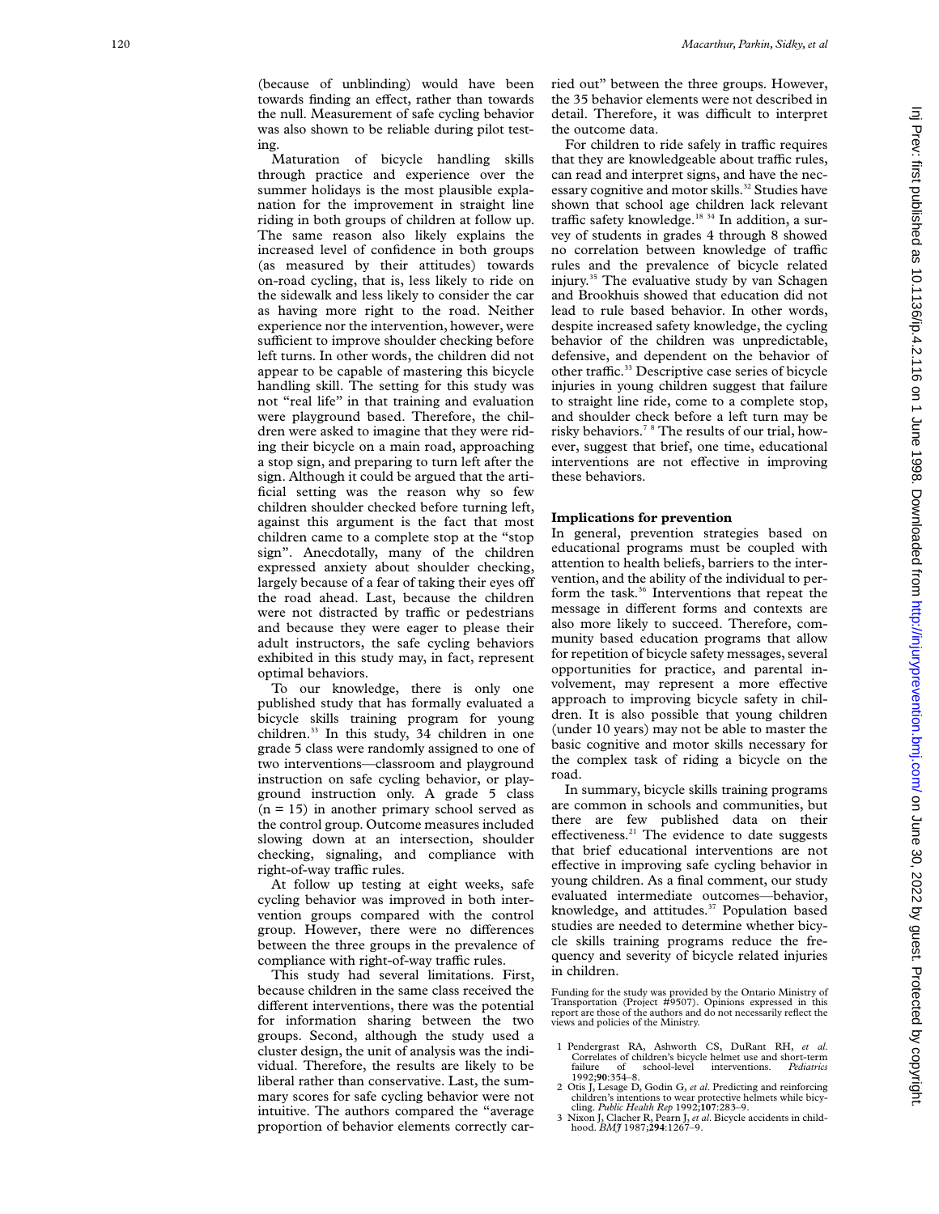(because of unblinding) would have been towards finding an effect, rather than towards the null. Measurement of safe cycling behavior was also shown to be reliable during pilot testing.

Maturation of bicycle handling skills through practice and experience over the summer holidays is the most plausible explanation for the improvement in straight line riding in both groups of children at follow up. The same reason also likely explains the increased level of confidence in both groups (as measured by their attitudes) towards on-road cycling, that is, less likely to ride on the sidewalk and less likely to consider the car as having more right to the road. Neither experience nor the intervention, however, were sufficient to improve shoulder checking before left turns. In other words, the children did not appear to be capable of mastering this bicycle handling skill. The setting for this study was not "real life" in that training and evaluation were playground based. Therefore, the children were asked to imagine that they were riding their bicycle on a main road, approaching a stop sign, and preparing to turn left after the sign. Although it could be argued that the artificial setting was the reason why so few children shoulder checked before turning left, against this argument is the fact that most children came to a complete stop at the "stop sign". Anecdotally, many of the children expressed anxiety about shoulder checking, largely because of a fear of taking their eyes off the road ahead. Last, because the children were not distracted by traffic or pedestrians and because they were eager to please their adult instructors, the safe cycling behaviors exhibited in this study may, in fact, represent optimal behaviors.

To our knowledge, there is only one published study that has formally evaluated a bicycle skills training program for young children.[33] In this study, 34 children in one grade 5 class were randomly assigned to one of two interventions—classroom and playground instruction on safe cycling behavior, or playground instruction only. A grade 5 class (n = 15) in another primary school served as the control group. Outcome measures included slowing down at an intersection, shoulder checking, signaling, and compliance with right-of-way traffic rules.

At follow up testing at eight weeks, safe cycling behavior was improved in both intervention groups compared with the control group. However, there were no differences between the three groups in the prevalence of compliance with right-of-way traffic rules.

This study had several limitations. First, because children in the same class received the different interventions, there was the potential for information sharing between the two groups. Second, although the study used a cluster design, the unit of analysis was the individual. Therefore, the results are likely to be liberal rather than conservative. Last, the summary scores for safe cycling behavior were not intuitive. The authors compared the "average proportion of behavior elements correctly carried out" between the three groups. However, the 35 behavior elements were not described in detail. Therefore, it was difficult to interpret the outcome data.

For children to ride safely in traffic requires that they are knowledgeable about traffic rules, can read and interpret signs, and have the necessary cognitive and motor skills.[32] Studies have shown that school age children lack relevant traffic safety knowledge.[18 34] In addition, a survey of students in grades 4 through 8 showed no correlation between knowledge of traffic rules and the prevalence of bicycle related injury.[35] The evaluative study by van Schagen and Brookhuis showed that education did not lead to rule based behavior. In other words, despite increased safety knowledge, the cycling behavior of the children was unpredictable, defensive, and dependent on the behavior of other traffic.[33] Descriptive case series of bicycle injuries in young children suggest that failure to straight line ride, come to a complete stop, and shoulder check before a left turn may be risky behaviors.[7 8] The results of our trial, however, suggest that brief, one time, educational interventions are not effective in improving these behaviors.

## Implications for prevention

In general, prevention strategies based on educational programs must be coupled with attention to health beliefs, barriers to the intervention, and the ability of the individual to perform the task.[36] Interventions that repeat the message in different forms and contexts are also more likely to succeed. Therefore, community based education programs that allow for repetition of bicycle safety messages, several opportunities for practice, and parental involvement, may represent a more effective approach to improving bicycle safety in children. It is also possible that young children (under 10 years) may not be able to master the basic cognitive and motor skills necessary for the complex task of riding a bicycle on the road.

In summary, bicycle skills training programs are common in schools and communities, but there are few published data on their effectiveness.[21] The evidence to date suggests that brief educational interventions are not effective in improving safe cycling behavior in young children. As a final comment, our study evaluated intermediate outcomes—behavior, knowledge, and attitudes.[37] Population based studies are needed to determine whether bicycle skills training programs reduce the frequency and severity of bicycle related injuries in children.

Funding for the study was provided by the Ontario Ministry of Transportation (Project #9507). Opinions expressed in this report are those of the authors and do not necessarily reflect the views and policies of the Ministry.

1 Pendergrast RA, Ashworth CS, DuRant RH, *et al*. Correlates of children's bicycle helmet use and short-term failure of school-level interventions. *Pediatrics* 1992;**90**:354–8.
2 Otis J, Lesage D, Godin G, *et al*. Predicting and reinforcing children's intentions to wear protective helmets while bicycling. *Public Health Rep* 1992;**107**:283–9.
3 Nixon J, Clacher R, Pearn J, *et al*. Bicycle accidents in childhood. *BMJ* 1987;**294**:1267–9.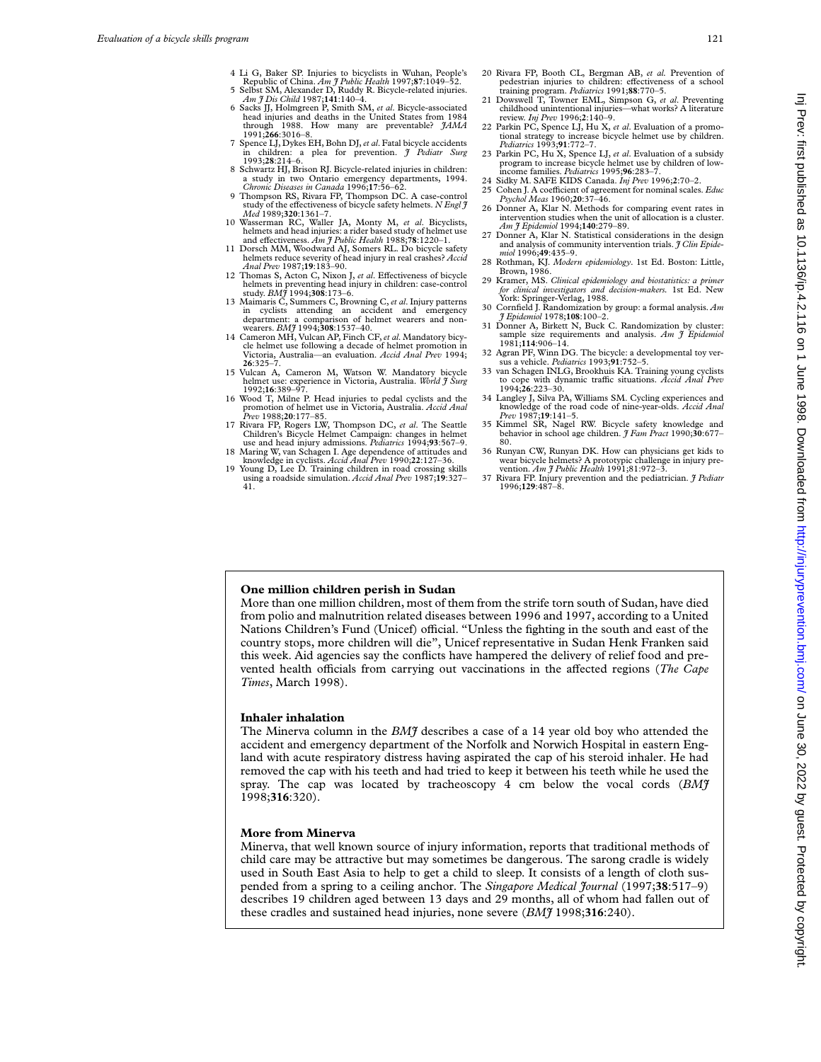4 Li G, Baker SP. Injuries to bicyclists in Wuhan, People's Republic of China. *Am J Public Health* 1997;**87**:1049–52.
5 Selbst SM, Alexander D, Ruddy R. Bicycle-related injuries. *Am J Dis Child* 1987;**141**:140–4.
6 Sacks JJ, Holmgreen P, Smith SM, *et al*. Bicycle-associated head injuries and deaths in the United States from 1984 through 1988. How many are preventable? *JAMA* 1991;**266**:3016–8.
7 Spence LJ, Dykes EH, Bohn DJ, *et al*. Fatal bicycle accidents in children: a plea for prevention. *J Pediatr Surg* 1993;**28**:214–6.
8 Schwartz HJ, Brison RJ. Bicycle-related injuries in children: a study in two Ontario emergency departments, 1994. *Chronic Diseases in Canada* 1996;**17**:56–62.
9 Thompson RS, Rivara FP, Thompson DC. A case-control study of the effectiveness of bicycle safety helmets. *N Engl J Med* 1989;**320**:1361–7.
10 Wasserman RC, Waller JA, Monty M, *et al*. Bicyclists, helmets and head injuries: a rider based study of helmet use and effectiveness. *Am J Public Health* 1988;**78**:1220–1.
11 Dorsch MM, Woodward AJ, Somers RL. Do bicycle safety helmets reduce severity of head injury in real crashes? *Accid Anal Prev* 1987;**19**:183–90.
12 Thomas S, Acton C, Nixon J, *et al*. Effectiveness of bicycle helmets in preventing head injury in children: case-control study. *BMJ* 1994;**308**:173–6.
13 Maimaris C, Summers C, Browning C, *et al*. Injury patterns in cyclists attending an accident and emergency department: a comparison of helmet wearers and non-wearers. *BMJ* 1994;**308**:1537–40.
14 Cameron MH, Vulcan AP, Finch CF, *et al*. Mandatory bicycle helmet use following a decade of helmet promotion in Victoria, Australia—an evaluation. *Accid Anal Prev* 1994; **26**:325–7.
15 Vulcan A, Cameron M, Watson W. Mandatory bicycle helmet use: experience in Victoria, Australia. *World J Surg* 1992;**16**:389–97.
16 Wood T, Milne P. Head injuries to pedal cyclists and the promotion of helmet use in Victoria, Australia. *Accid Anal Prev* 1988;**20**:177–85.
17 Rivara FP, Rogers LW, Thompson DC, *et al*. The Seattle Children's Bicycle Helmet Campaign: changes in helmet use and head injury admissions. *Pediatrics* 1994;**93**:567–9.
18 Maring W, van Schagen I. Age dependence of attitudes and knowledge in cyclists. *Accid Anal Prev* 1990;**22**:127–36.
19 Young D, Lee D. Training children in road crossing skills using a roadside simulation. *Accid Anal Prev* 1987;**19**:327–41.
20 Rivara FP, Booth CL, Bergman AB, *et al*. Prevention of pedestrian injuries to children: effectiveness of a school training program. *Pediatrics* 1991;**88**:770–5.
21 Dowswell T, Towner EML, Simpson G, *et al*. Preventing childhood unintentional injuries—what works? A literature review. *Inj Prev* 1996;**2**:140–9.
22 Parkin PC, Spence LJ, Hu X, *et al*. Evaluation of a promotional strategy to increase bicycle helmet use by children. *Pediatrics* 1993;**91**:772–7.
23 Parkin PC, Hu X, Spence LJ, *et al*. Evaluation of a subsidy program to increase bicycle helmet use by children of low-income families. *Pediatrics* 1995;**96**:283–7.
24 Sidky M. SAFE KIDS Canada. *Inj Prev* 1996;**2**:70–2.
25 Cohen J. A coefficient of agreement for nominal scales. *Educ Psychol Meas* 1960;**20**:37–46.
26 Donner A, Klar N. Methods for comparing event rates in intervention studies when the unit of allocation is a cluster. *Am J Epidemiol* 1994;**140**:279–89.
27 Donner A, Klar N. Statistical considerations in the design and analysis of community intervention trials. *J Clin Epidemiol* 1996;**49**:435–9.
28 Rothman, KJ. *Modern epidemiology*. 1st Ed. Boston: Little, Brown, 1986.
29 Kramer, MS. *Clinical epidemiology and biostatistics: a primer for clinical investigators and decision-makers.* 1st Ed. New York: Springer-Verlag, 1988.
30 Cornfield J. Randomization by group: a formal analysis. *Am J Epidemiol* 1978;**108**:100–2.
31 Donner A, Birkett N, Buck C. Randomization by cluster: sample size requirements and analysis. *Am J Epidemiol* 1981;**114**:906–14.
32 Agran PF, Winn DG. The bicycle: a developmental toy versus a vehicle. *Pediatrics* 1993;**91**:752–5.
33 van Schagen INLG, Brookhuis KA. Training young cyclists to cope with dynamic traffic situations. *Accid Anal Prev* 1994;**26**:223–30.
34 Langley J, Silva PA, Williams SM. Cycling experiences and knowledge of the road code of nine-year-olds. *Accid Anal Prev* 1987;**19**:141–5.
35 Kimmel SR, Nagel RW. Bicycle safety knowledge and behavior in school age children. *J Fam Pract* 1990;**30**:677–80.
36 Runyan CW, Runyan DK. How can physicians get kids to wear bicycle helmets? A prototypic challenge in injury prevention. *Am J Public Health* 1991;81:972–3.
37 Rivara FP. Injury prevention and the pediatrician. *J Pediatr* 1996;**129**:487–8.

**One million children perish in Sudan**

More than one million children, most of them from the strife torn south of Sudan, have died from polio and malnutrition related diseases between 1996 and 1997, according to a United Nations Children's Fund (Unicef) official. "Unless the fighting in the south and east of the country stops, more children will die", Unicef representative in Sudan Henk Franken said this week. Aid agencies say the conflicts have hampered the delivery of relief food and prevented health officials from carrying out vaccinations in the affected regions (*The Cape Times*, March 1998).

**Inhaler inhalation**

The Minerva column in the *BMJ* describes a case of a 14 year old boy who attended the accident and emergency department of the Norfolk and Norwich Hospital in eastern England with acute respiratory distress having aspirated the cap of his steroid inhaler. He had removed the cap with his teeth and had tried to keep it between his teeth while he used the spray. The cap was located by tracheoscopy 4 cm below the vocal cords (*BMJ* 1998;**316**:320).

**More from Minerva**

Minerva, that well known source of injury information, reports that traditional methods of child care may be attractive but may sometimes be dangerous. The sarong cradle is widely used in South East Asia to help to get a child to sleep. It consists of a length of cloth suspended from a spring to a ceiling anchor. The *Singapore Medical Journal* (1997;**38**:517–9) describes 19 children aged between 13 days and 29 months, all of whom had fallen out of these cradles and sustained head injuries, none severe (*BMJ* 1998;**316**:240).